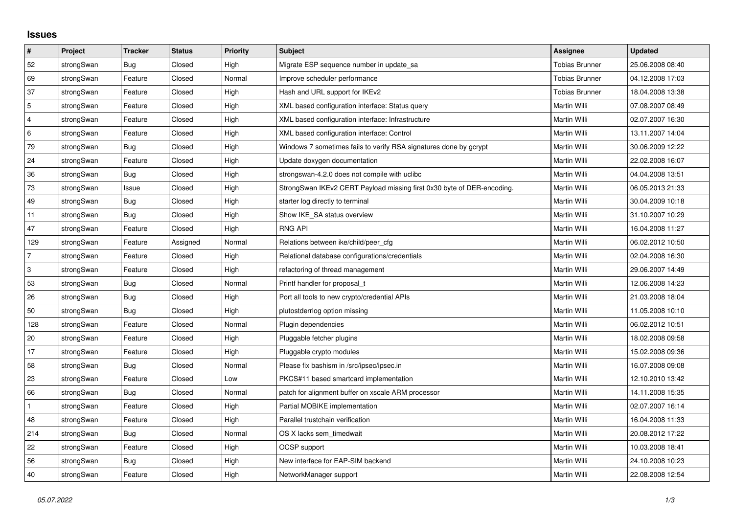# Issues

| # | Project | Tracker | Status | Priority | Subject | Assignee | Updated |
|---|---|---|---|---|---|---|---|
| 52 | strongSwan | Bug | Closed | High | Migrate ESP sequence number in update_sa | Tobias Brunner | 25.06.2008 08:40 |
| 69 | strongSwan | Feature | Closed | Normal | Improve scheduler performance | Tobias Brunner | 04.12.2008 17:03 |
| 37 | strongSwan | Feature | Closed | High | Hash and URL support for IKEv2 | Tobias Brunner | 18.04.2008 13:38 |
| 5 | strongSwan | Feature | Closed | High | XML based configuration interface: Status query | Martin Willi | 07.08.2007 08:49 |
| 4 | strongSwan | Feature | Closed | High | XML based configuration interface: Infrastructure | Martin Willi | 02.07.2007 16:30 |
| 6 | strongSwan | Feature | Closed | High | XML based configuration interface: Control | Martin Willi | 13.11.2007 14:04 |
| 79 | strongSwan | Bug | Closed | High | Windows 7 sometimes fails to verify RSA signatures done by gcrypt | Martin Willi | 30.06.2009 12:22 |
| 24 | strongSwan | Feature | Closed | High | Update doxygen documentation | Martin Willi | 22.02.2008 16:07 |
| 36 | strongSwan | Bug | Closed | High | strongswan-4.2.0 does not compile with uclibc | Martin Willi | 04.04.2008 13:51 |
| 73 | strongSwan | Issue | Closed | High | StrongSwan IKEv2 CERT Payload missing first 0x30 byte of DER-encoding. | Martin Willi | 06.05.2013 21:33 |
| 49 | strongSwan | Bug | Closed | High | starter log directly to terminal | Martin Willi | 30.04.2009 10:18 |
| 11 | strongSwan | Bug | Closed | High | Show IKE_SA status overview | Martin Willi | 31.10.2007 10:29 |
| 47 | strongSwan | Feature | Closed | High | RNG API | Martin Willi | 16.04.2008 11:27 |
| 129 | strongSwan | Feature | Assigned | Normal | Relations between ike/child/peer_cfg | Martin Willi | 06.02.2012 10:50 |
| 7 | strongSwan | Feature | Closed | High | Relational database configurations/credentials | Martin Willi | 02.04.2008 16:30 |
| 3 | strongSwan | Feature | Closed | High | refactoring of thread management | Martin Willi | 29.06.2007 14:49 |
| 53 | strongSwan | Bug | Closed | Normal | Printf handler for proposal_t | Martin Willi | 12.06.2008 14:23 |
| 26 | strongSwan | Bug | Closed | High | Port all tools to new crypto/credential APIs | Martin Willi | 21.03.2008 18:04 |
| 50 | strongSwan | Bug | Closed | High | plutostderrlog option missing | Martin Willi | 11.05.2008 10:10 |
| 128 | strongSwan | Feature | Closed | Normal | Plugin dependencies | Martin Willi | 06.02.2012 10:51 |
| 20 | strongSwan | Feature | Closed | High | Pluggable fetcher plugins | Martin Willi | 18.02.2008 09:58 |
| 17 | strongSwan | Feature | Closed | High | Pluggable crypto modules | Martin Willi | 15.02.2008 09:36 |
| 58 | strongSwan | Bug | Closed | Normal | Please fix bashism in /src/ipsec/ipsec.in | Martin Willi | 16.07.2008 09:08 |
| 23 | strongSwan | Feature | Closed | Low | PKCS#11 based smartcard implementation | Martin Willi | 12.10.2010 13:42 |
| 66 | strongSwan | Bug | Closed | Normal | patch for alignment buffer on xscale ARM processor | Martin Willi | 14.11.2008 15:35 |
| 1 | strongSwan | Feature | Closed | High | Partial MOBIKE implementation | Martin Willi | 02.07.2007 16:14 |
| 48 | strongSwan | Feature | Closed | High | Parallel trustchain verification | Martin Willi | 16.04.2008 11:33 |
| 214 | strongSwan | Bug | Closed | Normal | OS X lacks sem_timedwait | Martin Willi | 20.08.2012 17:22 |
| 22 | strongSwan | Feature | Closed | High | OCSP support | Martin Willi | 10.03.2008 18:41 |
| 56 | strongSwan | Bug | Closed | High | New interface for EAP-SIM backend | Martin Willi | 24.10.2008 10:23 |
| 40 | strongSwan | Feature | Closed | High | NetworkManager support | Martin Willi | 22.08.2008 12:54 |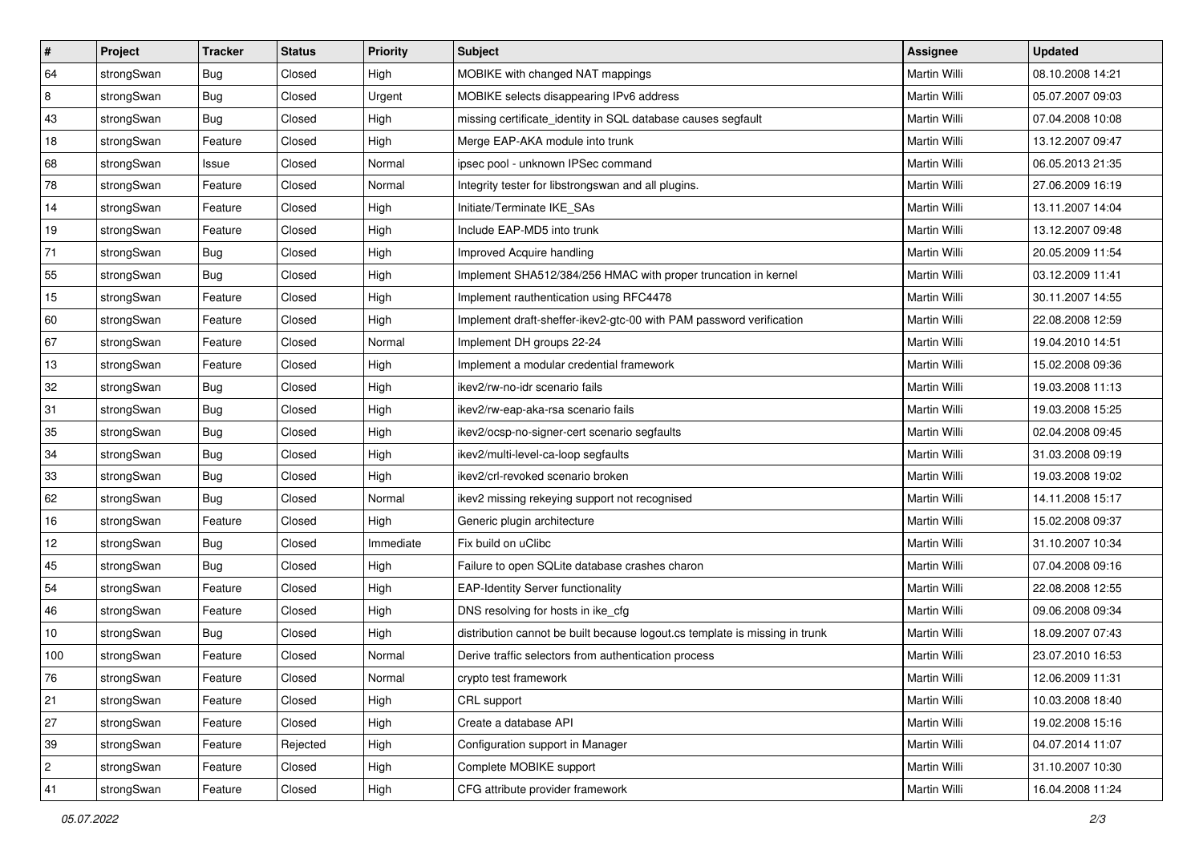| # | Project | Tracker | Status | Priority | Subject | Assignee | Updated |
|---|---|---|---|---|---|---|---|
| 64 | strongSwan | Bug | Closed | High | MOBIKE with changed NAT mappings | Martin Willi | 08.10.2008 14:21 |
| 8 | strongSwan | Bug | Closed | Urgent | MOBIKE selects disappearing IPv6 address | Martin Willi | 05.07.2007 09:03 |
| 43 | strongSwan | Bug | Closed | High | missing certificate_identity in SQL database causes segfault | Martin Willi | 07.04.2008 10:08 |
| 18 | strongSwan | Feature | Closed | High | Merge EAP-AKA module into trunk | Martin Willi | 13.12.2007 09:47 |
| 68 | strongSwan | Issue | Closed | Normal | ipsec pool - unknown IPSec command | Martin Willi | 06.05.2013 21:35 |
| 78 | strongSwan | Feature | Closed | Normal | Integrity tester for libstrongswan and all plugins. | Martin Willi | 27.06.2009 16:19 |
| 14 | strongSwan | Feature | Closed | High | Initiate/Terminate IKE_SAs | Martin Willi | 13.11.2007 14:04 |
| 19 | strongSwan | Feature | Closed | High | Include EAP-MD5 into trunk | Martin Willi | 13.12.2007 09:48 |
| 71 | strongSwan | Bug | Closed | High | Improved Acquire handling | Martin Willi | 20.05.2009 11:54 |
| 55 | strongSwan | Bug | Closed | High | Implement SHA512/384/256 HMAC with proper truncation in kernel | Martin Willi | 03.12.2009 11:41 |
| 15 | strongSwan | Feature | Closed | High | Implement rauthentication using RFC4478 | Martin Willi | 30.11.2007 14:55 |
| 60 | strongSwan | Feature | Closed | High | Implement draft-sheffer-ikev2-gtc-00 with PAM password verification | Martin Willi | 22.08.2008 12:59 |
| 67 | strongSwan | Feature | Closed | Normal | Implement DH groups 22-24 | Martin Willi | 19.04.2010 14:51 |
| 13 | strongSwan | Feature | Closed | High | Implement a modular credential framework | Martin Willi | 15.02.2008 09:36 |
| 32 | strongSwan | Bug | Closed | High | ikev2/rw-no-idr scenario fails | Martin Willi | 19.03.2008 11:13 |
| 31 | strongSwan | Bug | Closed | High | ikev2/rw-eap-aka-rsa scenario fails | Martin Willi | 19.03.2008 15:25 |
| 35 | strongSwan | Bug | Closed | High | ikev2/ocsp-no-signer-cert scenario segfaults | Martin Willi | 02.04.2008 09:45 |
| 34 | strongSwan | Bug | Closed | High | ikev2/multi-level-ca-loop segfaults | Martin Willi | 31.03.2008 09:19 |
| 33 | strongSwan | Bug | Closed | High | ikev2/crl-revoked scenario broken | Martin Willi | 19.03.2008 19:02 |
| 62 | strongSwan | Bug | Closed | Normal | ikev2 missing rekeying support not recognised | Martin Willi | 14.11.2008 15:17 |
| 16 | strongSwan | Feature | Closed | High | Generic plugin architecture | Martin Willi | 15.02.2008 09:37 |
| 12 | strongSwan | Bug | Closed | Immediate | Fix build on uClibc | Martin Willi | 31.10.2007 10:34 |
| 45 | strongSwan | Bug | Closed | High | Failure to open SQLite database crashes charon | Martin Willi | 07.04.2008 09:16 |
| 54 | strongSwan | Feature | Closed | High | EAP-Identity Server functionality | Martin Willi | 22.08.2008 12:55 |
| 46 | strongSwan | Feature | Closed | High | DNS resolving for hosts in ike_cfg | Martin Willi | 09.06.2008 09:34 |
| 10 | strongSwan | Bug | Closed | High | distribution cannot be built because logout.cs template is missing in trunk | Martin Willi | 18.09.2007 07:43 |
| 100 | strongSwan | Feature | Closed | Normal | Derive traffic selectors from authentication process | Martin Willi | 23.07.2010 16:53 |
| 76 | strongSwan | Feature | Closed | Normal | crypto test framework | Martin Willi | 12.06.2009 11:31 |
| 21 | strongSwan | Feature | Closed | High | CRL support | Martin Willi | 10.03.2008 18:40 |
| 27 | strongSwan | Feature | Closed | High | Create a database API | Martin Willi | 19.02.2008 15:16 |
| 39 | strongSwan | Feature | Rejected | High | Configuration support in Manager | Martin Willi | 04.07.2014 11:07 |
| 2 | strongSwan | Feature | Closed | High | Complete MOBIKE support | Martin Willi | 31.10.2007 10:30 |
| 41 | strongSwan | Feature | Closed | High | CFG attribute provider framework | Martin Willi | 16.04.2008 11:24 |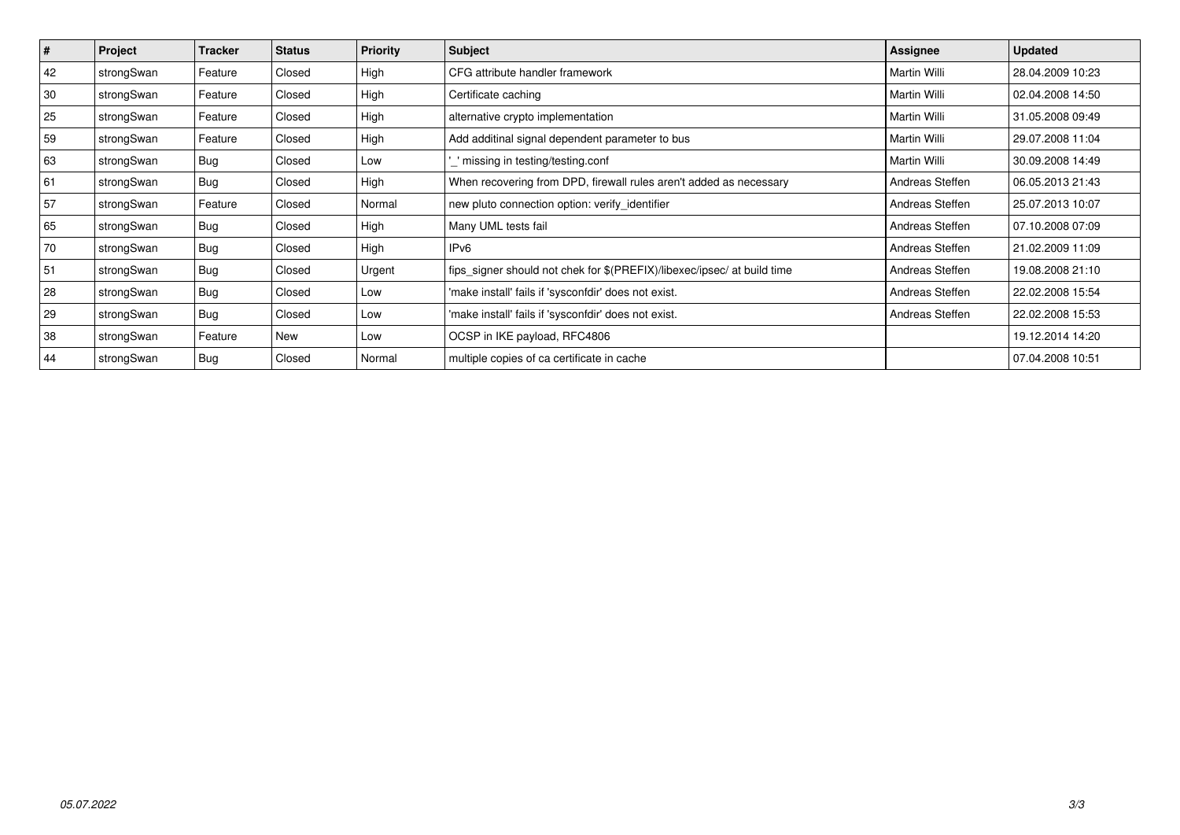| # | Project | Tracker | Status | Priority | Subject | Assignee | Updated |
|---|---|---|---|---|---|---|---|
| 42 | strongSwan | Feature | Closed | High | CFG attribute handler framework | Martin Willi | 28.04.2009 10:23 |
| 30 | strongSwan | Feature | Closed | High | Certificate caching | Martin Willi | 02.04.2008 14:50 |
| 25 | strongSwan | Feature | Closed | High | alternative crypto implementation | Martin Willi | 31.05.2008 09:49 |
| 59 | strongSwan | Feature | Closed | High | Add additinal signal dependent parameter to bus | Martin Willi | 29.07.2008 11:04 |
| 63 | strongSwan | Bug | Closed | Low | '_' missing in testing/testing.conf | Martin Willi | 30.09.2008 14:49 |
| 61 | strongSwan | Bug | Closed | High | When recovering from DPD, firewall rules aren't added as necessary | Andreas Steffen | 06.05.2013 21:43 |
| 57 | strongSwan | Feature | Closed | Normal | new pluto connection option: verify_identifier | Andreas Steffen | 25.07.2013 10:07 |
| 65 | strongSwan | Bug | Closed | High | Many UML tests fail | Andreas Steffen | 07.10.2008 07:09 |
| 70 | strongSwan | Bug | Closed | High | IPv6 | Andreas Steffen | 21.02.2009 11:09 |
| 51 | strongSwan | Bug | Closed | Urgent | fips_signer should not chek for $(PREFIX)/libexec/ipsec/ at build time | Andreas Steffen | 19.08.2008 21:10 |
| 28 | strongSwan | Bug | Closed | Low | 'make install' fails if 'sysconfdir' does not exist. | Andreas Steffen | 22.02.2008 15:54 |
| 29 | strongSwan | Bug | Closed | Low | 'make install' fails if 'sysconfdir' does not exist. | Andreas Steffen | 22.02.2008 15:53 |
| 38 | strongSwan | Feature | New | Low | OCSP in IKE payload, RFC4806 | | 19.12.2014 14:20 |
| 44 | strongSwan | Bug | Closed | Normal | multiple copies of ca certificate in cache | | 07.04.2008 10:51 |